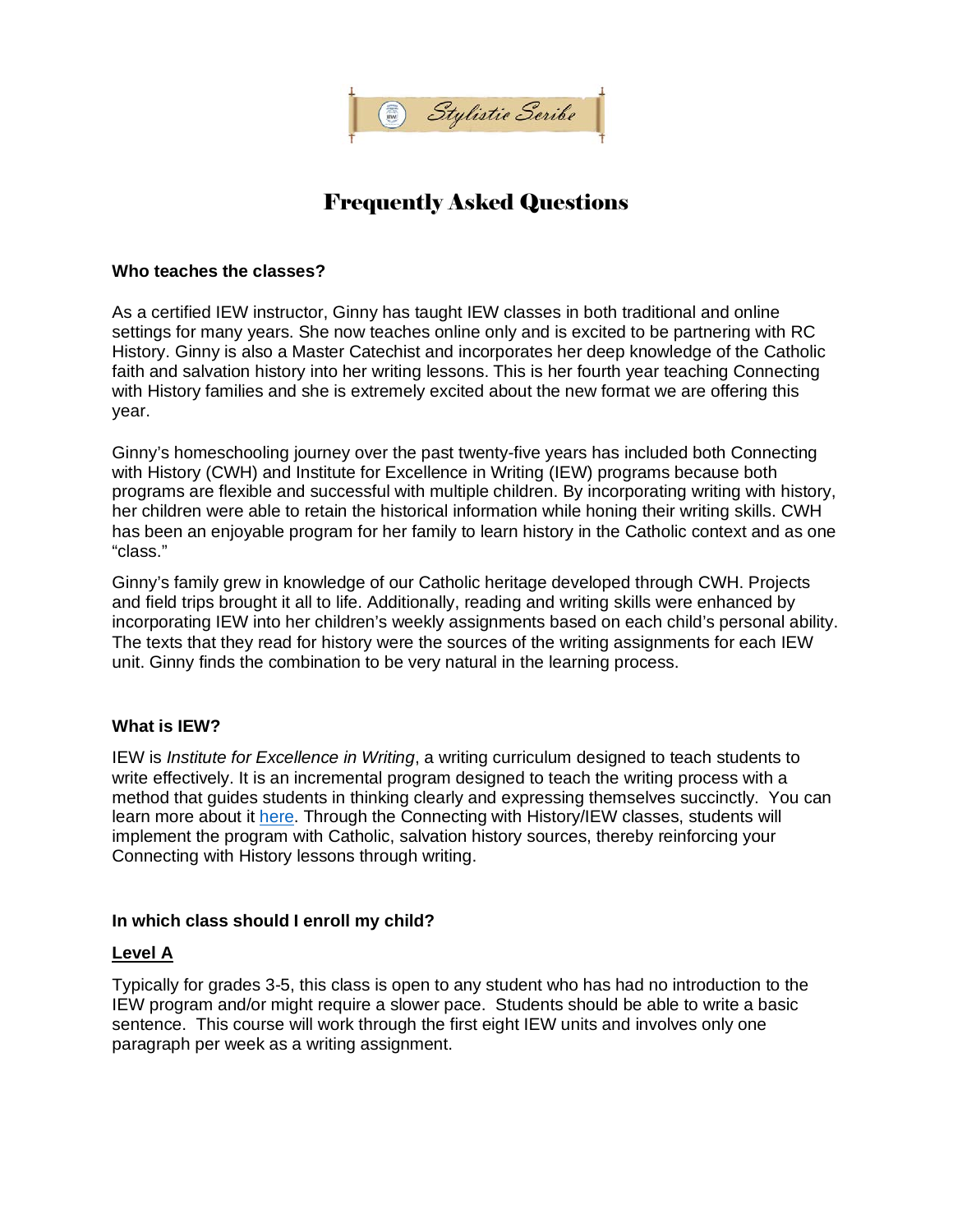Stylistic Scribe

# Frequently Asked Questions

**Who teaches the classes?**

As a certified IEW instructor, Ginny has taught IEW classes in both traditional and online settings for many years. She now teaches online only and is excited to be partnering with RC History. Ginny is also a Master Catechist and incorporates her deep knowledge of the Catholic faith and salvation history into her writing lessons. This is her fourth year teaching Connecting with History families and she is extremely excited about the new format we are offering this year.

Ginny's homeschooling journey over the past twenty-five years has included both Connecting with History (CWH) and Institute for Excellence in Writing (IEW) programs because both programs are flexible and successful with multiple children. By incorporating writing with history, her children were able to retain the historical information while honing their writing skills. CWH has been an enjoyable program for her family to learn history in the Catholic context and as one "class."

Ginny's family grew in knowledge of our Catholic heritage developed through CWH. Projects and field trips brought it all to life. Additionally, reading and writing skills were enhanced by incorporating IEW into her children's weekly assignments based on each child's personal ability. The texts that they read for history were the sources of the writing assignments for each IEW unit. Ginny finds the combination to be very natural in the learning process.

**What is IEW?**

IEW is *Institute for Excellence in Writing*, a writing curriculum designed to teach students to write effectively. It is an incremental program designed to teach the writing process with a method that guides students in thinking clearly and expressing themselves succinctly. You can learn more about it here. Through the Connecting with History/IEW classes, students will implement the program with Catholic, salvation history sources, thereby reinforcing your Connecting with History lessons through writing.

**In which class should I enroll my child?**

**Level A**

Typically for grades 3-5, this class is open to any student who has had no introduction to the IEW program and/or might require a slower pace. Students should be able to write a basic sentence. This course will work through the first eight IEW units and involves only one paragraph per week as a writing assignment.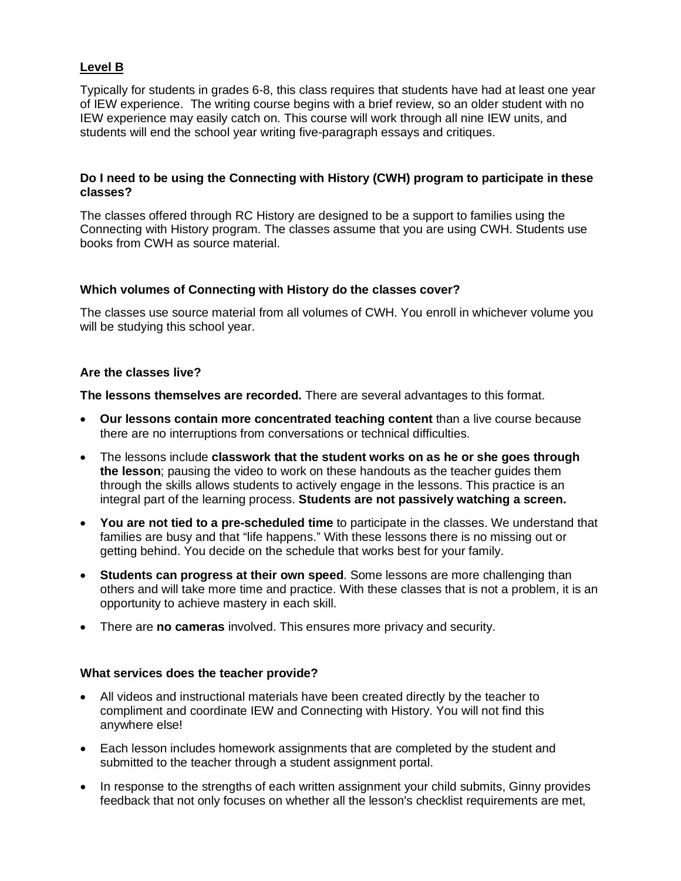**Level B**

Typically for students in grades 6-8, this class requires that students have had at least one year of IEW experience. The writing course begins with a brief review, so an older student with no IEW experience may easily catch on. This course will work through all nine IEW units, and students will end the school year writing five-paragraph essays and critiques.

### Do I need to be using the Connecting with History (CWH) program to participate in these classes?

The classes offered through RC History are designed to be a support to families using the Connecting with History program. The classes assume that you are using CWH. Students use books from CWH as source material.

### Which volumes of Connecting with History do the classes cover?

The classes use source material from all volumes of CWH. You enroll in whichever volume you will be studying this school year.

### Are the classes live?

**The lessons themselves are recorded.** There are several advantages to this format.

- **Our lessons contain more concentrated teaching content** than a live course because there are no interruptions from conversations or technical difficulties.
- The lessons include **classwork that the student works on as he or she goes through the lesson**; pausing the video to work on these handouts as the teacher guides them through the skills allows students to actively engage in the lessons. This practice is an integral part of the learning process. **Students are not passively watching a screen.**
- **You are not tied to a pre-scheduled time** to participate in the classes. We understand that families are busy and that "life happens." With these lessons there is no missing out or getting behind. You decide on the schedule that works best for your family.
- **Students can progress at their own speed**. Some lessons are more challenging than others and will take more time and practice. With these classes that is not a problem, it is an opportunity to achieve mastery in each skill.
- There are **no cameras** involved. This ensures more privacy and security.

### What services does the teacher provide?

- All videos and instructional materials have been created directly by the teacher to compliment and coordinate IEW and Connecting with History. You will not find this anywhere else!
- Each lesson includes homework assignments that are completed by the student and submitted to the teacher through a student assignment portal.
- In response to the strengths of each written assignment your child submits, Ginny provides feedback that not only focuses on whether all the lesson's checklist requirements are met,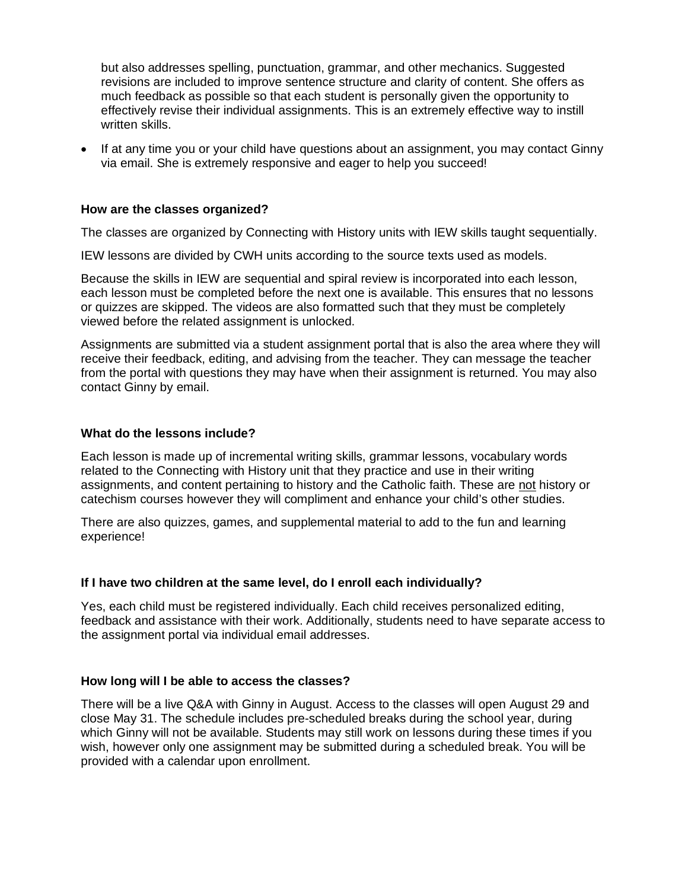but also addresses spelling, punctuation, grammar, and other mechanics. Suggested revisions are included to improve sentence structure and clarity of content. She offers as much feedback as possible so that each student is personally given the opportunity to effectively revise their individual assignments. This is an extremely effective way to instill written skills.

- If at any time you or your child have questions about an assignment, you may contact Ginny via email. She is extremely responsive and eager to help you succeed!

**How are the classes organized?**

The classes are organized by Connecting with History units with IEW skills taught sequentially.

IEW lessons are divided by CWH units according to the source texts used as models.

Because the skills in IEW are sequential and spiral review is incorporated into each lesson, each lesson must be completed before the next one is available. This ensures that no lessons or quizzes are skipped. The videos are also formatted such that they must be completely viewed before the related assignment is unlocked.

Assignments are submitted via a student assignment portal that is also the area where they will receive their feedback, editing, and advising from the teacher. They can message the teacher from the portal with questions they may have when their assignment is returned. You may also contact Ginny by email.

**What do the lessons include?**

Each lesson is made up of incremental writing skills, grammar lessons, vocabulary words related to the Connecting with History unit that they practice and use in their writing assignments, and content pertaining to history and the Catholic faith. These are <u>not</u> history or catechism courses however they will compliment and enhance your child's other studies.

There are also quizzes, games, and supplemental material to add to the fun and learning experience!

**If I have two children at the same level, do I enroll each individually?**

Yes, each child must be registered individually. Each child receives personalized editing, feedback and assistance with their work. Additionally, students need to have separate access to the assignment portal via individual email addresses.

**How long will I be able to access the classes?**

There will be a live Q&A with Ginny in August. Access to the classes will open August 29 and close May 31. The schedule includes pre-scheduled breaks during the school year, during which Ginny will not be available. Students may still work on lessons during these times if you wish, however only one assignment may be submitted during a scheduled break. You will be provided with a calendar upon enrollment.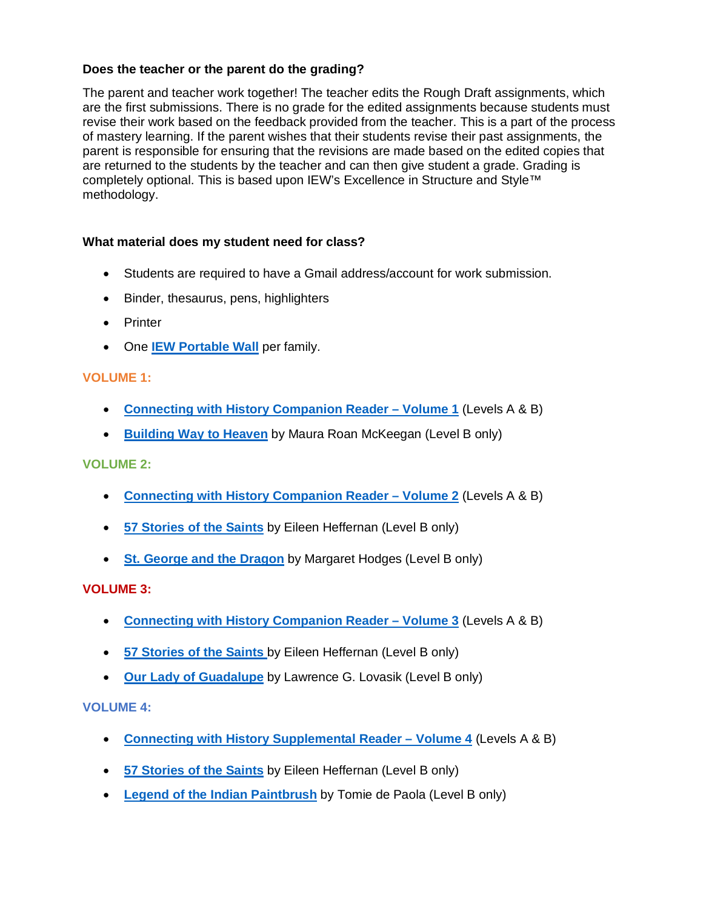**Does the teacher or the parent do the grading?**

The parent and teacher work together! The teacher edits the Rough Draft assignments, which are the first submissions. There is no grade for the edited assignments because students must revise their work based on the feedback provided from the teacher. This is a part of the process of mastery learning. If the parent wishes that their students revise their past assignments, the parent is responsible for ensuring that the revisions are made based on the edited copies that are returned to the students by the teacher and can then give student a grade. Grading is completely optional. This is based upon IEW's Excellence in Structure and Style™ methodology.

**What material does my student need for class?**

- Students are required to have a Gmail address/account for work submission.
- Binder, thesaurus, pens, highlighters
- Printer
- One **IEW Portable Wall** per family.

**VOLUME 1:**

- **Connecting with History Companion Reader – Volume 1** (Levels A & B)
- **Building Way to Heaven** by Maura Roan McKeegan (Level B only)

**VOLUME 2:**

- **Connecting with History Companion Reader – Volume 2** (Levels A & B)
- **57 Stories of the Saints** by Eileen Heffernan (Level B only)
- **St. George and the Dragon** by Margaret Hodges (Level B only)

**VOLUME 3:**

- **Connecting with History Companion Reader – Volume 3** (Levels A & B)
- **57 Stories of the Saints** by Eileen Heffernan (Level B only)
- **Our Lady of Guadalupe** by Lawrence G. Lovasik (Level B only)

**VOLUME 4:**

- **Connecting with History Supplemental Reader – Volume 4** (Levels A & B)
- **57 Stories of the Saints** by Eileen Heffernan (Level B only)
- **Legend of the Indian Paintbrush** by Tomie de Paola (Level B only)